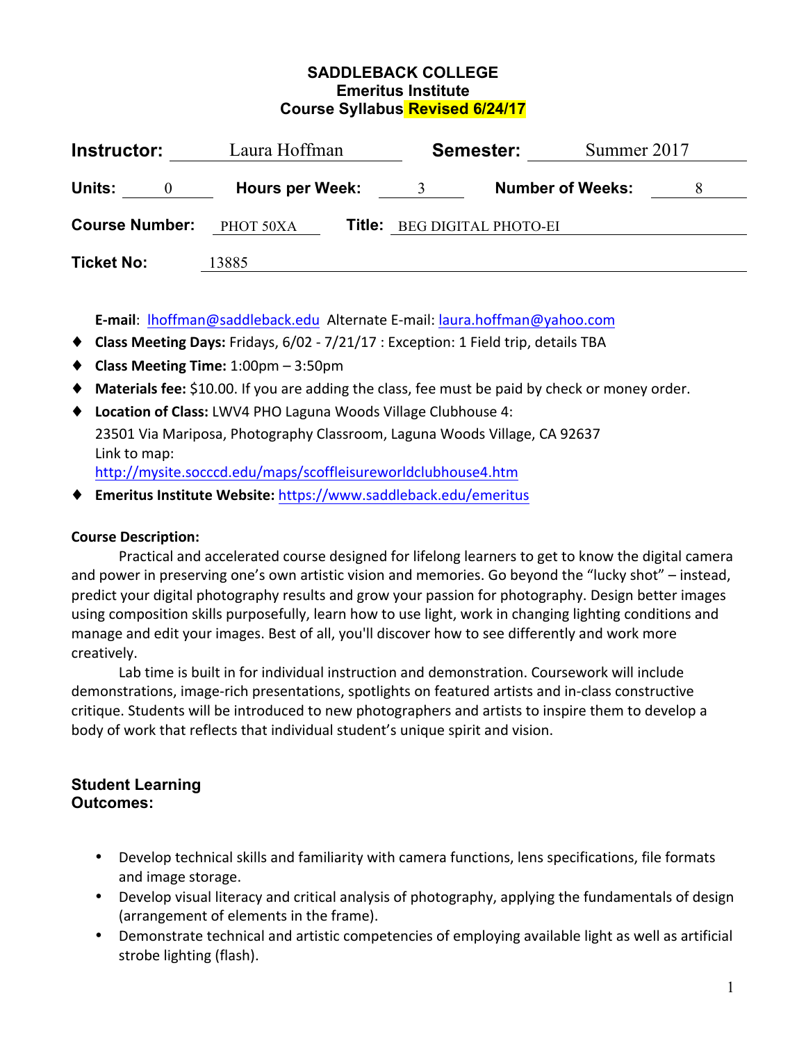# SADDLEBACK COLLEGE
## Emeritus Institute
## Course Syllabus Revised 6/24/17

| | | | | | |
|---|---|---|---|---|---|
| **Instructor:** | Laura Hoffman | | **Semester:** | Summer 2017 | |
| **Units:** | 0 | **Hours per Week:** | 3 | **Number of Weeks:** | 8 |
| **Course Number:** | PHOT 50XA | **Title:** | BEG DIGITAL PHOTO-EI | | |
| **Ticket No:** | 13885 | | | | |

**E-mail**: lhoffman@saddleback.edu Alternate E-mail: laura.hoffman@yahoo.com

- **Class Meeting Days:** Fridays, 6/02 - 7/21/17 : Exception: 1 Field trip, details TBA
- **Class Meeting Time:** 1:00pm – 3:50pm
- **Materials fee:** $10.00. If you are adding the class, fee must be paid by check or money order.
- **Location of Class:** LWV4 PHO Laguna Woods Village Clubhouse 4:
  23501 Via Mariposa, Photography Classroom, Laguna Woods Village, CA 92637
  Link to map:
  http://mysite.socccd.edu/maps/scoffleisureworldclubhouse4.htm
- **Emeritus Institute Website:** https://www.saddleback.edu/emeritus

**Course Description:**

Practical and accelerated course designed for lifelong learners to get to know the digital camera and power in preserving one's own artistic vision and memories. Go beyond the "lucky shot" – instead, predict your digital photography results and grow your passion for photography. Design better images using composition skills purposefully, learn how to use light, work in changing lighting conditions and manage and edit your images. Best of all, you'll discover how to see differently and work more creatively.

Lab time is built in for individual instruction and demonstration. Coursework will include demonstrations, image-rich presentations, spotlights on featured artists and in-class constructive critique. Students will be introduced to new photographers and artists to inspire them to develop a body of work that reflects that individual student's unique spirit and vision.

### Student Learning Outcomes:

- Develop technical skills and familiarity with camera functions, lens specifications, file formats and image storage.
- Develop visual literacy and critical analysis of photography, applying the fundamentals of design (arrangement of elements in the frame).
- Demonstrate technical and artistic competencies of employing available light as well as artificial strobe lighting (flash).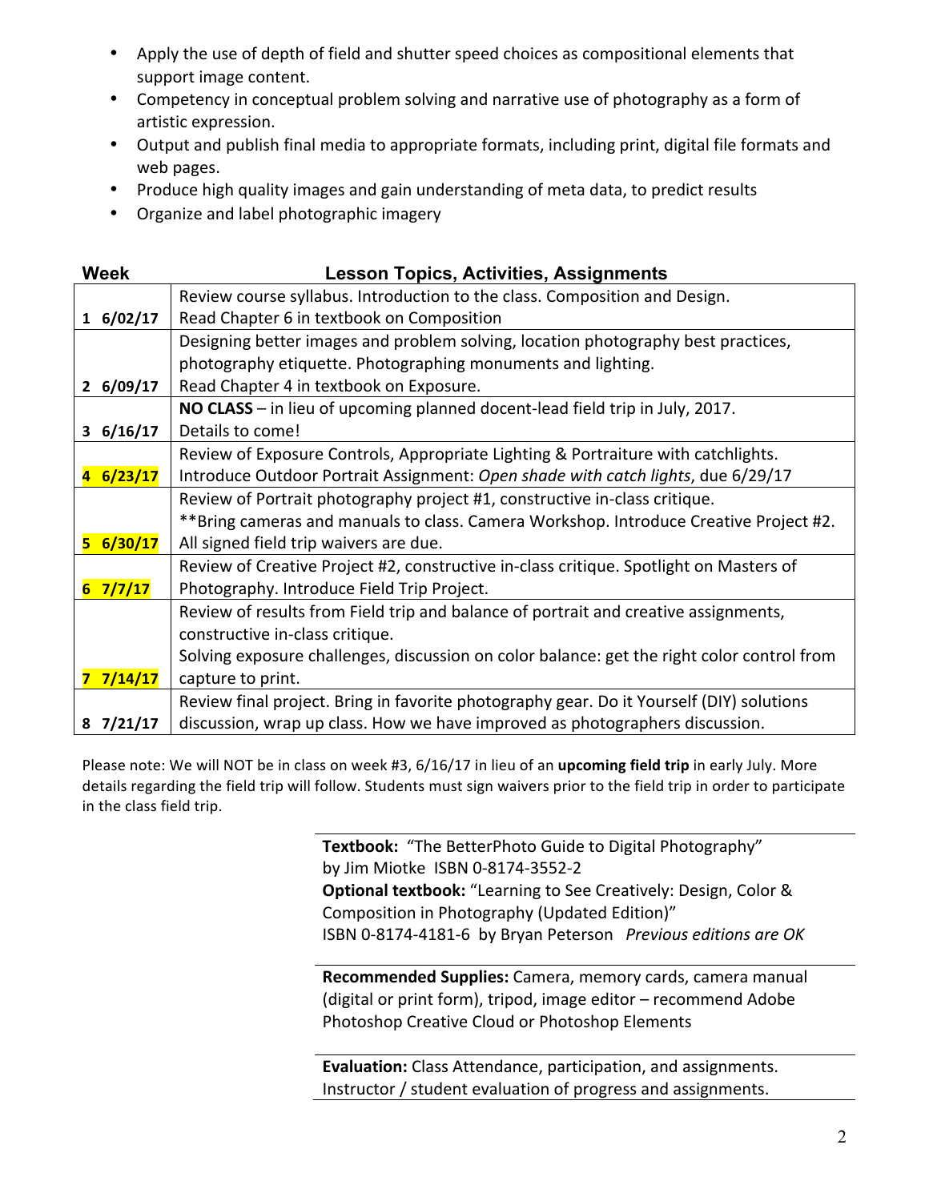- Apply the use of depth of field and shutter speed choices as compositional elements that support image content.
- Competency in conceptual problem solving and narrative use of photography as a form of artistic expression.
- Output and publish final media to appropriate formats, including print, digital file formats and web pages.
- Produce high quality images and gain understanding of meta data, to predict results
- Organize and label photographic imagery

| Week | Lesson Topics, Activities, Assignments |
|---|---|
| **1 6/02/17** | Review course syllabus. Introduction to the class. Composition and Design. Read Chapter 6 in textbook on Composition |
| **2 6/09/17** | Designing better images and problem solving, location photography best practices, photography etiquette. Photographing monuments and lighting. Read Chapter 4 in textbook on Exposure. |
| **3 6/16/17** | **NO CLASS** – in lieu of upcoming planned docent-lead field trip in July, 2017. Details to come! |
| **4 6/23/17** | Review of Exposure Controls, Appropriate Lighting & Portraiture with catchlights. Introduce Outdoor Portrait Assignment: *Open shade with catch lights*, due 6/29/17 |
| **5 6/30/17** | Review of Portrait photography project #1, constructive in-class critique. **Bring cameras and manuals to class. Camera Workshop. Introduce Creative Project #2. All signed field trip waivers are due. |
| **6 7/7/17** | Review of Creative Project #2, constructive in-class critique. Spotlight on Masters of Photography. Introduce Field Trip Project. |
| **7 7/14/17** | Review of results from Field trip and balance of portrait and creative assignments, constructive in-class critique. Solving exposure challenges, discussion on color balance: get the right color control from capture to print. |
| **8 7/21/17** | Review final project. Bring in favorite photography gear. Do it Yourself (DIY) solutions discussion, wrap up class. How we have improved as photographers discussion. |

Please note: We will NOT be in class on week #3, 6/16/17 in lieu of an **upcoming field trip** in early July. More details regarding the field trip will follow. Students must sign waivers prior to the field trip in order to participate in the class field trip.

**Textbook:** "The BetterPhoto Guide to Digital Photography" by Jim Miotke ISBN 0-8174-3552-2
**Optional textbook:** "Learning to See Creatively: Design, Color & Composition in Photography (Updated Edition)" ISBN 0-8174-4181-6 by Bryan Peterson *Previous editions are OK*

**Recommended Supplies:** Camera, memory cards, camera manual (digital or print form), tripod, image editor – recommend Adobe Photoshop Creative Cloud or Photoshop Elements

**Evaluation:** Class Attendance, participation, and assignments. Instructor / student evaluation of progress and assignments.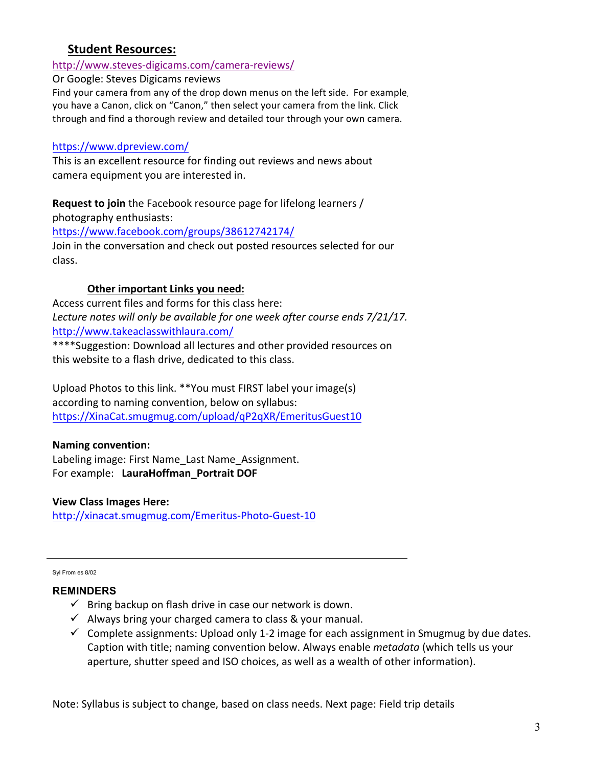## Student Resources:

http://www.steves-digicams.com/camera-reviews/

Or Google: Steves Digicams reviews

Find your camera from any of the drop down menus on the left side. For example, you have a Canon, click on "Canon," then select your camera from the link. Click through and find a thorough review and detailed tour through your own camera.

https://www.dpreview.com/

This is an excellent resource for finding out reviews and news about camera equipment you are interested in.

**Request to join** the Facebook resource page for lifelong learners / photography enthusiasts:

https://www.facebook.com/groups/38612742174/

Join in the conversation and check out posted resources selected for our class.

### Other important Links you need:

Access current files and forms for this class here:

*Lecture notes will only be available for one week after course ends 7/21/17.*

http://www.takeaclasswithlaura.com/

****Suggestion: Download all lectures and other provided resources on this website to a flash drive, dedicated to this class.

Upload Photos to this link. **You must FIRST label your image(s) according to naming convention, below on syllabus:

https://XinaCat.smugmug.com/upload/qP2qXR/EmeritusGuest10

**Naming convention:**

Labeling image: First Name_Last Name_Assignment.

For example: **LauraHoffman_Portrait DOF**

**View Class Images Here:**

http://xinacat.smugmug.com/Emeritus-Photo-Guest-10

---

Syl From es 8/02

**REMINDERS**

- ✓ Bring backup on flash drive in case our network is down.
- ✓ Always bring your charged camera to class & your manual.
- ✓ Complete assignments: Upload only 1-2 image for each assignment in Smugmug by due dates. Caption with title; naming convention below. Always enable *metadata* (which tells us your aperture, shutter speed and ISO choices, as well as a wealth of other information).

Note: Syllabus is subject to change, based on class needs. Next page: Field trip details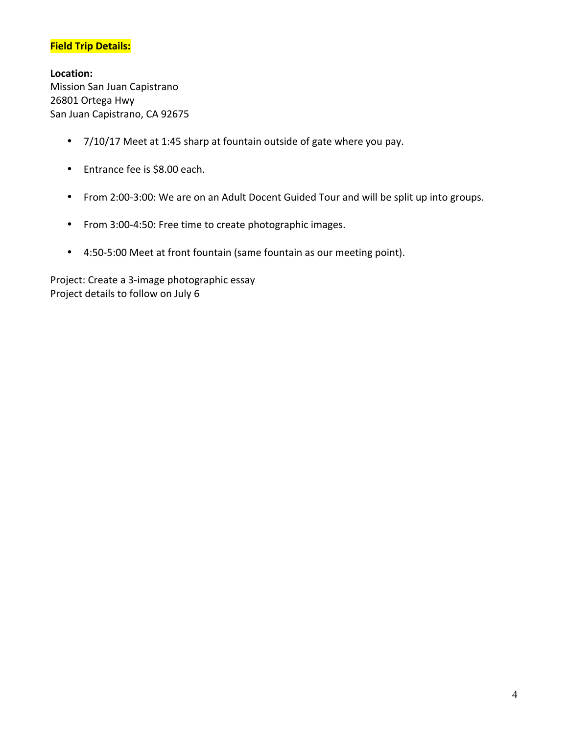**Field Trip Details:**

**Location:**
Mission San Juan Capistrano
26801 Ortega Hwy
San Juan Capistrano, CA 92675

- 7/10/17 Meet at 1:45 sharp at fountain outside of gate where you pay.
- Entrance fee is $8.00 each.
- From 2:00-3:00: We are on an Adult Docent Guided Tour and will be split up into groups.
- From 3:00-4:50: Free time to create photographic images.
- 4:50-5:00 Meet at front fountain (same fountain as our meeting point).

Project: Create a 3-image photographic essay
Project details to follow on July 6